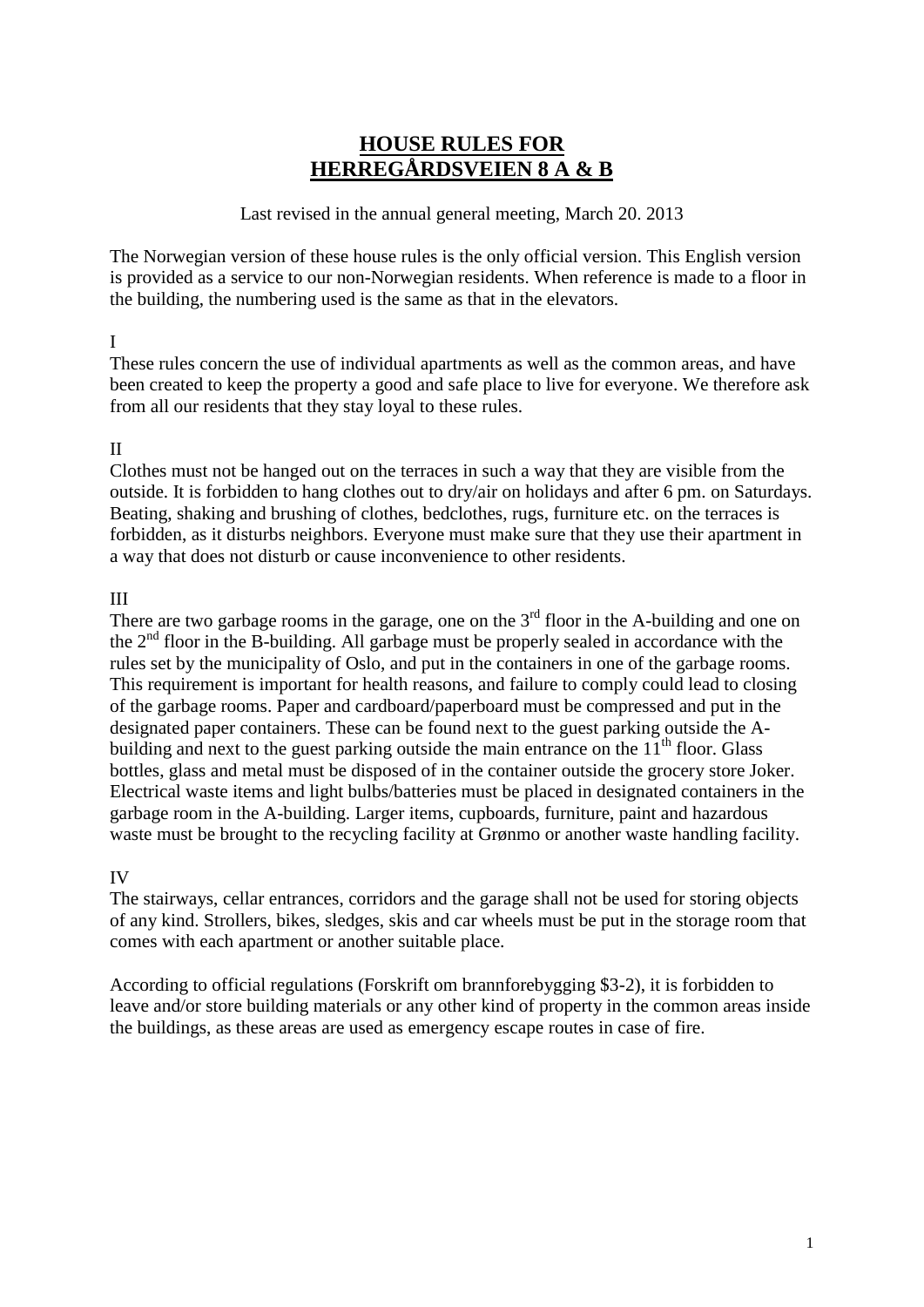# HOUSE RULES FOR HERREGÅRDSVEIEN 8 A & B

Last revised in the annual general meeting, March 20. 2013

The Norwegian version of these house rules is the only official version. This English version is provided as a service to our non-Norwegian residents. When reference is made to a floor in the building, the numbering used is the same as that in the elevators.

I

These rules concern the use of individual apartments as well as the common areas, and have been created to keep the property a good and safe place to live for everyone. We therefore ask from all our residents that they stay loyal to these rules.

II

Clothes must not be hanged out on the terraces in such a way that they are visible from the outside. It is forbidden to hang clothes out to dry/air on holidays and after 6 pm. on Saturdays. Beating, shaking and brushing of clothes, bedclothes, rugs, furniture etc. on the terraces is forbidden, as it disturbs neighbors. Everyone must make sure that they use their apartment in a way that does not disturb or cause inconvenience to other residents.

III

There are two garbage rooms in the garage, one on the 3rd floor in the A-building and one on the 2nd floor in the B-building. All garbage must be properly sealed in accordance with the rules set by the municipality of Oslo, and put in the containers in one of the garbage rooms. This requirement is important for health reasons, and failure to comply could lead to closing of the garbage rooms. Paper and cardboard/paperboard must be compressed and put in the designated paper containers. These can be found next to the guest parking outside the A-building and next to the guest parking outside the main entrance on the 11th floor. Glass bottles, glass and metal must be disposed of in the container outside the grocery store Joker. Electrical waste items and light bulbs/batteries must be placed in designated containers in the garbage room in the A-building. Larger items, cupboards, furniture, paint and hazardous waste must be brought to the recycling facility at Grønmo or another waste handling facility.

IV

The stairways, cellar entrances, corridors and the garage shall not be used for storing objects of any kind. Strollers, bikes, sledges, skis and car wheels must be put in the storage room that comes with each apartment or another suitable place.

According to official regulations (Forskrift om brannforebygging $3-2), it is forbidden to leave and/or store building materials or any other kind of property in the common areas inside the buildings, as these areas are used as emergency escape routes in case of fire.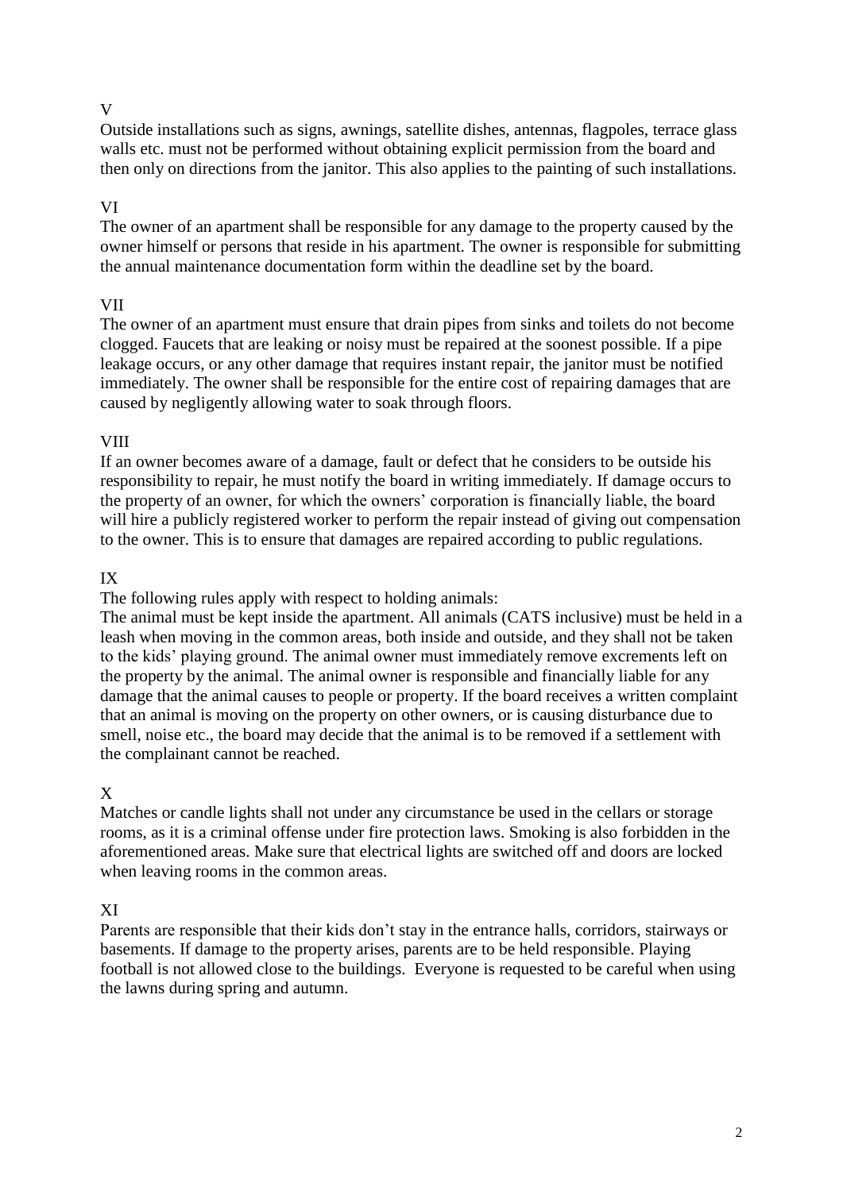V

Outside installations such as signs, awnings, satellite dishes, antennas, flagpoles, terrace glass walls etc. must not be performed without obtaining explicit permission from the board and then only on directions from the janitor. This also applies to the painting of such installations.

VI

The owner of an apartment shall be responsible for any damage to the property caused by the owner himself or persons that reside in his apartment. The owner is responsible for submitting the annual maintenance documentation form within the deadline set by the board.

VII

The owner of an apartment must ensure that drain pipes from sinks and toilets do not become clogged. Faucets that are leaking or noisy must be repaired at the soonest possible. If a pipe leakage occurs, or any other damage that requires instant repair, the janitor must be notified immediately. The owner shall be responsible for the entire cost of repairing damages that are caused by negligently allowing water to soak through floors.

VIII

If an owner becomes aware of a damage, fault or defect that he considers to be outside his responsibility to repair, he must notify the board in writing immediately. If damage occurs to the property of an owner, for which the owners' corporation is financially liable, the board will hire a publicly registered worker to perform the repair instead of giving out compensation to the owner. This is to ensure that damages are repaired according to public regulations.

IX

The following rules apply with respect to holding animals:

The animal must be kept inside the apartment. All animals (CATS inclusive) must be held in a leash when moving in the common areas, both inside and outside, and they shall not be taken to the kids' playing ground. The animal owner must immediately remove excrements left on the property by the animal. The animal owner is responsible and financially liable for any damage that the animal causes to people or property. If the board receives a written complaint that an animal is moving on the property on other owners, or is causing disturbance due to smell, noise etc., the board may decide that the animal is to be removed if a settlement with the complainant cannot be reached.

X

Matches or candle lights shall not under any circumstance be used in the cellars or storage rooms, as it is a criminal offense under fire protection laws. Smoking is also forbidden in the aforementioned areas. Make sure that electrical lights are switched off and doors are locked when leaving rooms in the common areas.

XI

Parents are responsible that their kids don't stay in the entrance halls, corridors, stairways or basements. If damage to the property arises, parents are to be held responsible. Playing football is not allowed close to the buildings. Everyone is requested to be careful when using the lawns during spring and autumn.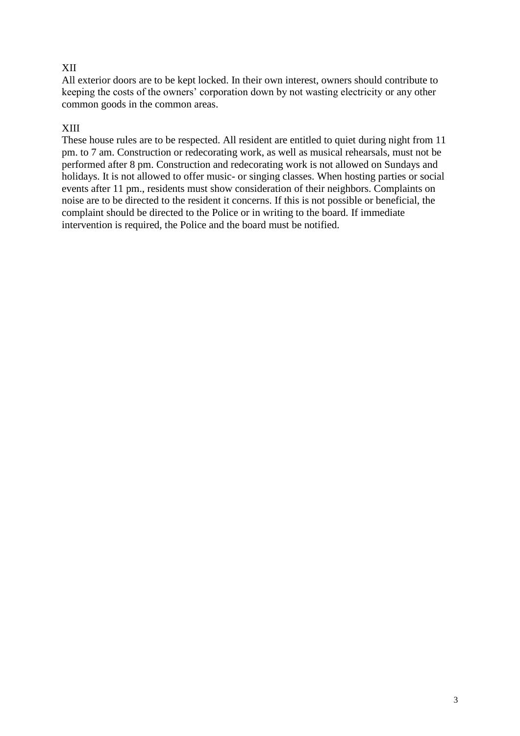XII

All exterior doors are to be kept locked. In their own interest, owners should contribute to keeping the costs of the owners' corporation down by not wasting electricity or any other common goods in the common areas.

XIII

These house rules are to be respected. All resident are entitled to quiet during night from 11 pm. to 7 am. Construction or redecorating work, as well as musical rehearsals, must not be performed after 8 pm. Construction and redecorating work is not allowed on Sundays and holidays. It is not allowed to offer music- or singing classes. When hosting parties or social events after 11 pm., residents must show consideration of their neighbors. Complaints on noise are to be directed to the resident it concerns. If this is not possible or beneficial, the complaint should be directed to the Police or in writing to the board. If immediate intervention is required, the Police and the board must be notified.